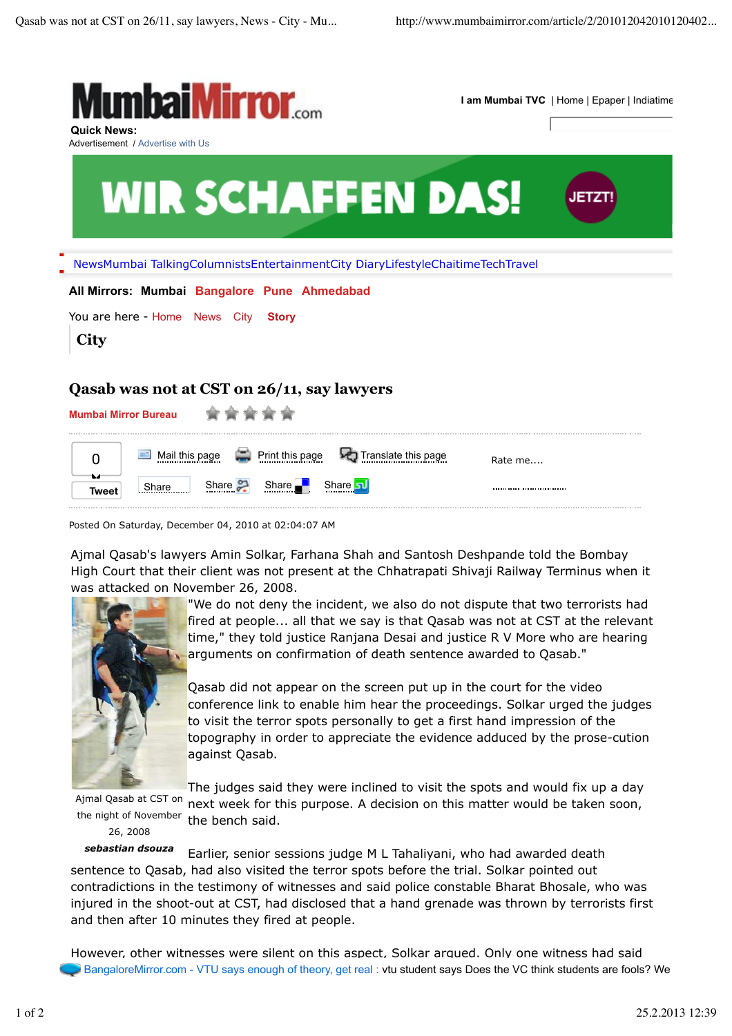MumbaiMirror.com

I am Mumbai TVC | Home | Epaper | Indiatime

**Quick News:**

Advertisement / Advertise with Us

WIR SCHAFFEN DAS! JETZT!

NewsMumbai TalkingColumnistsEntertainmentCity DiaryLifestyleChaitimeTechTravel

**All Mirrors:** Mumbai Bangalore Pune Ahmedabad

You are here - Home News City **Story**

## City

# Qasab was not at CST on 26/11, say lawyers

**Mumbai Mirror Bureau**

0 Tweet | Mail this page | Print this page | Translate this page | Share | Share | Share | Share | Rate me....

Posted On Saturday, December 04, 2010 at 02:04:07 AM

Ajmal Qasab's lawyers Amin Solkar, Farhana Shah and Santosh Deshpande told the Bombay High Court that their client was not present at the Chhatrapati Shivaji Railway Terminus when it was attacked on November 26, 2008.

"We do not deny the incident, we also do not dispute that two terrorists had fired at people... all that we say is that Qasab was not at CST at the relevant time," they told justice Ranjana Desai and justice R V More who are hearing arguments on confirmation of death sentence awarded to Qasab."

Ajmal Qasab at CST on the night of November 26, 2008

***sebastian dsouza***

Qasab did not appear on the screen put up in the court for the video conference link to enable him hear the proceedings. Solkar urged the judges to visit the terror spots personally to get a first hand impression of the topography in order to appreciate the evidence adduced by the prose-cution against Qasab.

The judges said they were inclined to visit the spots and would fix up a day next week for this purpose. A decision on this matter would be taken soon, the bench said.

Earlier, senior sessions judge M L Tahaliyani, who had awarded death sentence to Qasab, had also visited the terror spots before the trial. Solkar pointed out contradictions in the testimony of witnesses and said police constable Bharat Bhosale, who was injured in the shoot-out at CST, had disclosed that a hand grenade was thrown by terrorists first and then after 10 minutes they fired at people.

However, other witnesses were silent on this aspect, Solkar argued. Only one witness had said

BangaloreMirror.com - VTU says enough of theory, get real : vtu student says Does the VC think students are fools? We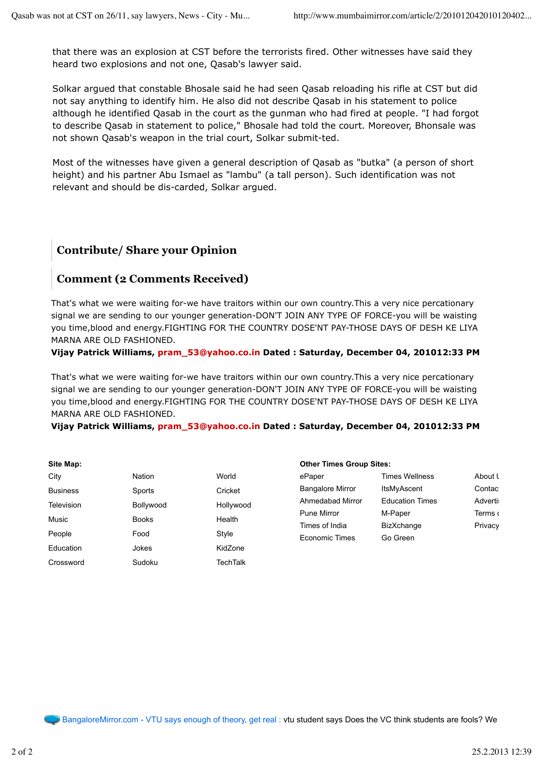that there was an explosion at CST before the terrorists fired. Other witnesses have said they heard two explosions and not one, Qasab's lawyer said.

Solkar argued that constable Bhosale said he had seen Qasab reloading his rifle at CST but did not say anything to identify him. He also did not describe Qasab in his statement to police although he identified Qasab in the court as the gunman who had fired at people. "I had forgot to describe Qasab in statement to police," Bhosale had told the court. Moreover, Bhonsale was not shown Qasab's weapon in the trial court, Solkar submit-ted.

Most of the witnesses have given a general description of Qasab as "butka" (a person of short height) and his partner Abu Ismael as "lambu" (a tall person). Such identification was not relevant and should be dis-carded, Solkar argued.

## Contribute/ Share your Opinion

## Comment (2 Comments Received)

That's what we were waiting for-we have traitors within our own country.This a very nice percationary signal we are sending to our younger generation-DON'T JOIN ANY TYPE OF FORCE-you will be waisting you time,blood and energy.FIGHTING FOR THE COUNTRY DOSE'NT PAY-THOSE DAYS OF DESH KE LIYA MARNA ARE OLD FASHIONED.

**Vijay Patrick Williams, pram_53@yahoo.co.in Dated : Saturday, December 04, 201012:33 PM**

That's what we were waiting for-we have traitors within our own country.This a very nice percationary signal we are sending to our younger generation-DON'T JOIN ANY TYPE OF FORCE-you will be waisting you time,blood and energy.FIGHTING FOR THE COUNTRY DOSE'NT PAY-THOSE DAYS OF DESH KE LIYA MARNA ARE OLD FASHIONED.

**Vijay Patrick Williams, pram_53@yahoo.co.in Dated : Saturday, December 04, 201012:33 PM**

**Site Map:**

| | | |
|---|---|---|
| City | Nation | World |
| Business | Sports | Cricket |
| Television | Bollywood | Hollywood |
| Music | Books | Health |
| People | Food | Style |
| Education | Jokes | KidZone |
| Crossword | Sudoku | TechTalk |

**Other Times Group Sites:**

| | | |
|---|---|---|
| ePaper | Times Wellness | About U |
| Bangalore Mirror | ItsMyAscent | Contac |
| Ahmedabad Mirror | Education Times | Adverti |
| Pune Mirror | M-Paper | Terms c |
| Times of India | BizXchange | Privacy |
| Economic Times | Go Green | |

BangaloreMirror.com - VTU says enough of theory, get real : vtu student says Does the VC think students are fools? We